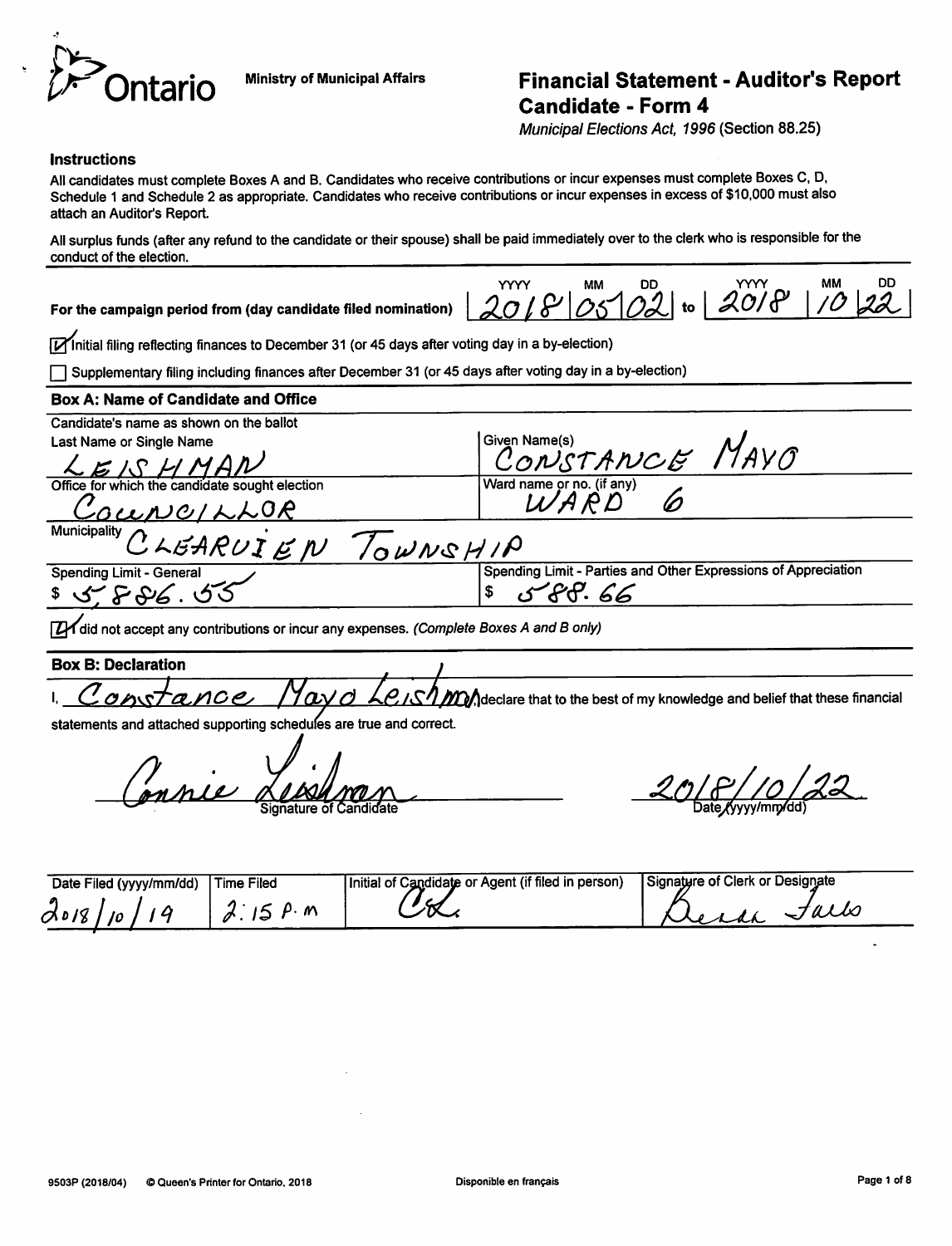Ontario

Ministry of Municipal Affairs

# Financial Statement - Auditor's Report
## Candidate - Form 4

*Municipal Elections Act, 1996* (Section 88.25)

### Instructions

All candidates must complete Boxes A and B. Candidates who receive contributions or incur expenses must complete Boxes C, D, Schedule 1 and Schedule 2 as appropriate. Candidates who receive contributions or incur expenses in excess of $10,000 must also attach an Auditor's Report.

All surplus funds (after any refund to the candidate or their spouse) shall be paid immediately over to the clerk who is responsible for the conduct of the election.

**For the campaign period from (day candidate filed nomination)** 2018/05/02 to 2018/10/22

☑ Initial filing reflecting finances to December 31 (or 45 days after voting day in a by-election)

☐ Supplementary filing including finances after December 31 (or 45 days after voting day in a by-election)

### Box A: Name of Candidate and Office

Candidate's name as shown on the ballot

| Last Name or Single Name | Given Name(s) |
|---|---|
| LEISHMAN | CONSTANCE MAYO |
| **Office for which the candidate sought election** | **Ward name or no. (if any)** |
| COUNCILLOR | WARD 6 |
| **Municipality** | |
| CLEARVIEW TOWNSHIP | |
| **Spending Limit - General** | **Spending Limit - Parties and Other Expressions of Appreciation** |
| $ 5,886.55 | $ 588.66 |

☑ I did not accept any contributions or incur any expenses. *(Complete Boxes A and B only)*

### Box B: Declaration

I, Constance Mayo Leishman, declare that to the best of my knowledge and belief that these financial statements and attached supporting schedules are true and correct.

Connie Leishman
Signature of Candidate

2018/10/22
Date (yyyy/mm/dd)

| Date Filed (yyyy/mm/dd) | Time Filed | Initial of Candidate or Agent (if filed in person) | Signature of Clerk or Designate |
|---|---|---|---|
| 2018/10/19 | 2:15 P.M | CL | Dena Falls |

9503P (2018/04) © Queen's Printer for Ontario, 2018 Disponible en français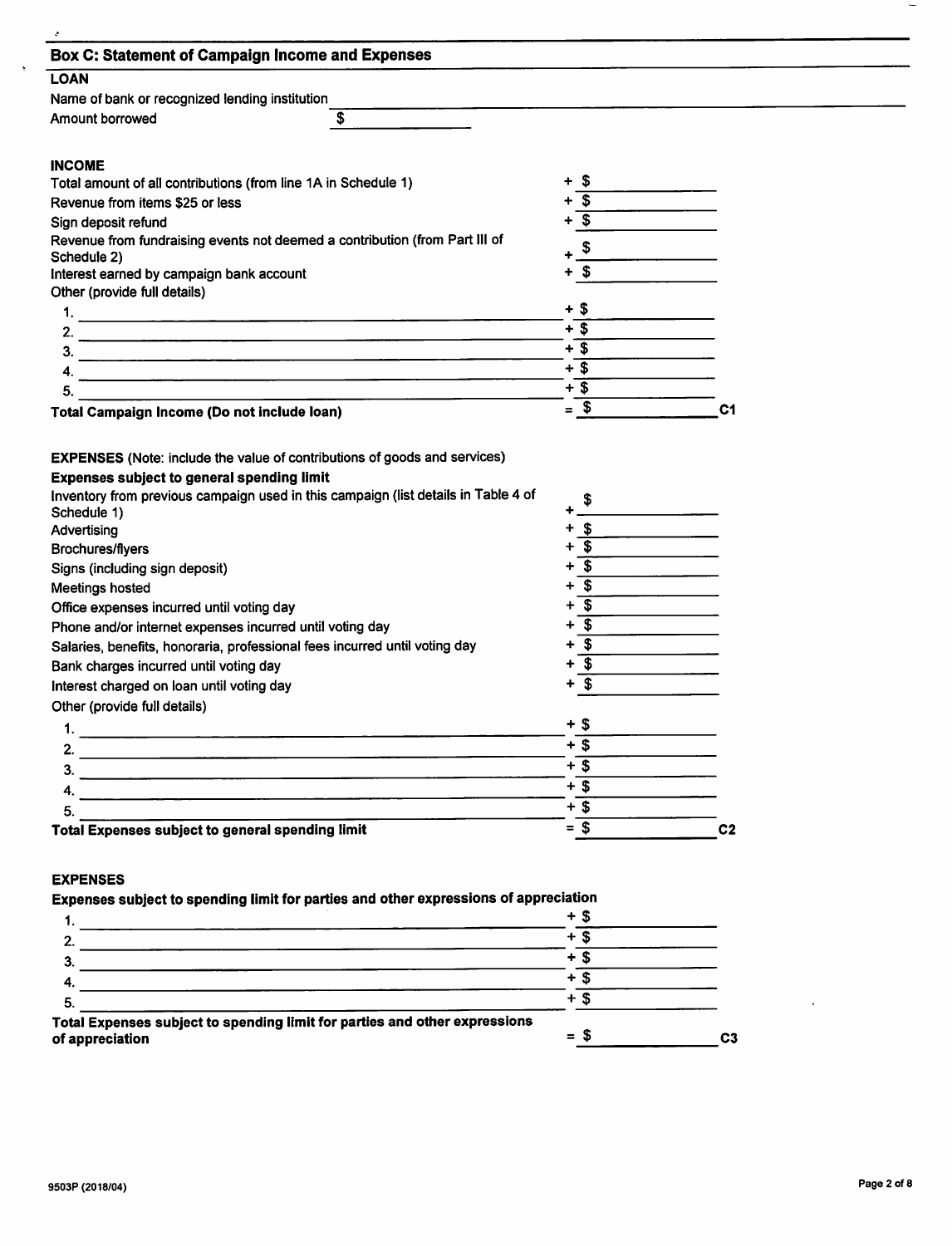## Box C: Statement of Campaign Income and Expenses

### LOAN

Name of bank or recognized lending institution ____________________

Amount borrowed $ ____________

### INCOME

| | |
|---|---|
| Total amount of all contributions (from line 1A in Schedule 1) | + $ |
| Revenue from items $25 or less | + $ |
| Sign deposit refund | + $ |
| Revenue from fundraising events not deemed a contribution (from Part III of Schedule 2) | + $ |
| Interest earned by campaign bank account | + $ |
| Other (provide full details) | |
| 1. | + $ |
| 2. | + $ |
| 3. | + $ |
| 4. | + $ |
| 5. | + $ |
| **Total Campaign Income (Do not include loan)** | = $ **C1** |

**EXPENSES** (Note: include the value of contributions of goods and services)

**Expenses subject to general spending limit**

| | |
|---|---|
| Inventory from previous campaign used in this campaign (list details in Table 4 of Schedule 1) | + $ |
| Advertising | + $ |
| Brochures/flyers | + $ |
| Signs (including sign deposit) | + $ |
| Meetings hosted | + $ |
| Office expenses incurred until voting day | + $ |
| Phone and/or internet expenses incurred until voting day | + $ |
| Salaries, benefits, honoraria, professional fees incurred until voting day | + $ |
| Bank charges incurred until voting day | + $ |
| Interest charged on loan until voting day | + $ |
| Other (provide full details) | |
| 1. | + $ |
| 2. | + $ |
| 3. | + $ |
| 4. | + $ |
| 5. | + $ |
| **Total Expenses subject to general spending limit** | = $ **C2** |

**EXPENSES**

**Expenses subject to spending limit for parties and other expressions of appreciation**

| | |
|---|---|
| 1. | + $ |
| 2. | + $ |
| 3. | + $ |
| 4. | + $ |
| 5. | + $ |
| **Total Expenses subject to spending limit for parties and other expressions of appreciation** | = $ **C3** |

9503P (2018/04)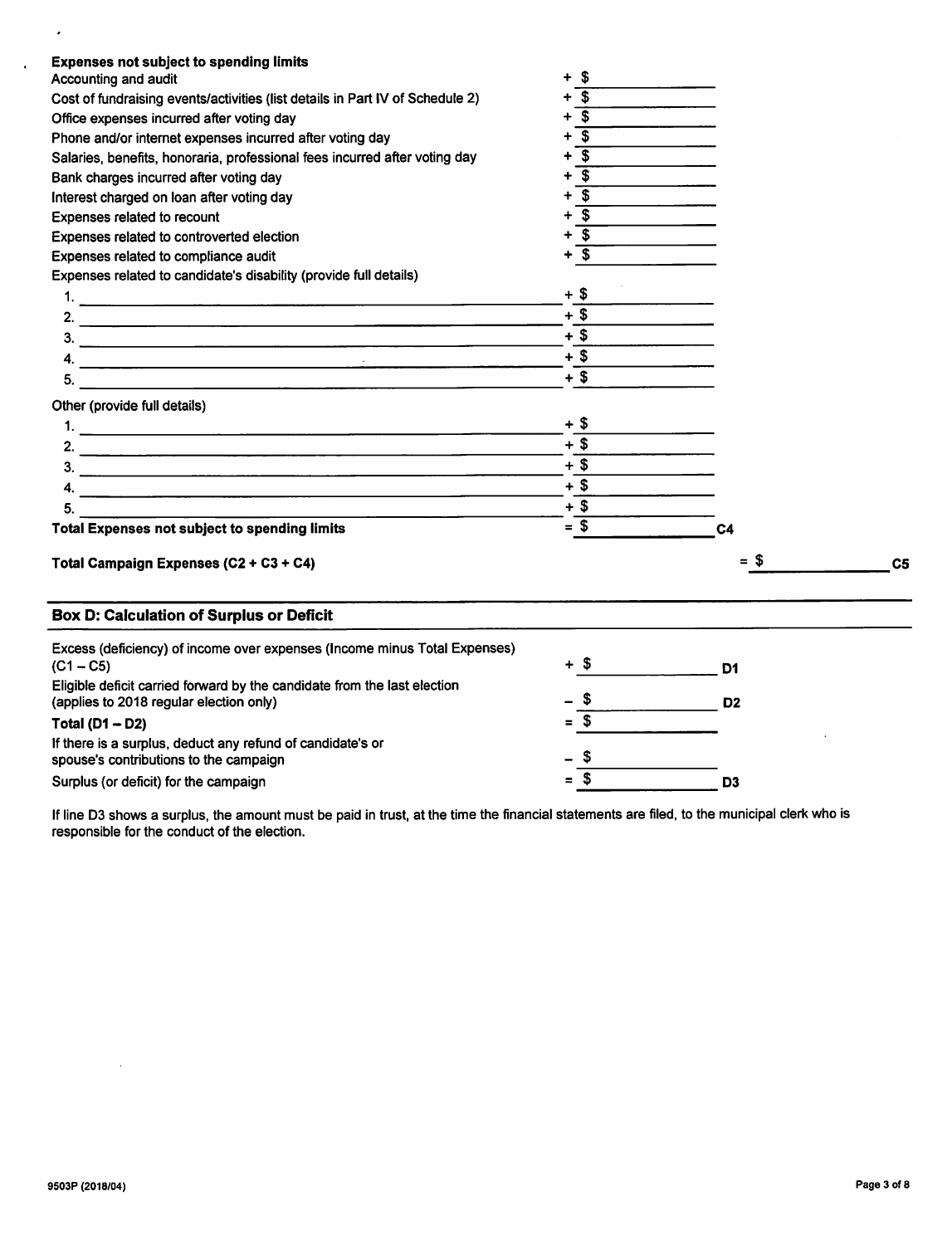**Expenses not subject to spending limits**

| Item | Amount | |
|---|---|---|
| Accounting and audit | + $ | |
| Cost of fundraising events/activities (list details in Part IV of Schedule 2) | + $ | |
| Office expenses incurred after voting day | + $ | |
| Phone and/or internet expenses incurred after voting day | + $ | |
| Salaries, benefits, honoraria, professional fees incurred after voting day | + $ | |
| Bank charges incurred after voting day | + $ | |
| Interest charged on loan after voting day | + $ | |
| Expenses related to recount | + $ | |
| Expenses related to controverted election | + $ | |
| Expenses related to compliance audit | + $ | |
| Expenses related to candidate's disability (provide full details) | | |
| 1. | + $ | |
| 2. | + $ | |
| 3. | + $ | |
| 4. | + $ | |
| 5. | + $ | |
| Other (provide full details) | | |
| 1. | + $ | |
| 2. | + $ | |
| 3. | + $ | |
| 4. | + $ | |
| 5. | + $ | |
| **Total Expenses not subject to spending limits** | = $ | C4 |

**Total Campaign Expenses (C2 + C3 + C4)** = $ ________ C5

## Box D: Calculation of Surplus or Deficit

| Item | Amount | |
|---|---|---|
| Excess (deficiency) of income over expenses (Income minus Total Expenses) (C1 – C5) | + $ | D1 |
| Eligible deficit carried forward by the candidate from the last election (applies to 2018 regular election only) | – $ | D2 |
| **Total (D1 – D2)** | = $ | |
| If there is a surplus, deduct any refund of candidate's or spouse's contributions to the campaign | – $ | |
| Surplus (or deficit) for the campaign | = $ | D3 |

If line D3 shows a surplus, the amount must be paid in trust, at the time the financial statements are filed, to the municipal clerk who is responsible for the conduct of the election.

9503P (2018/04)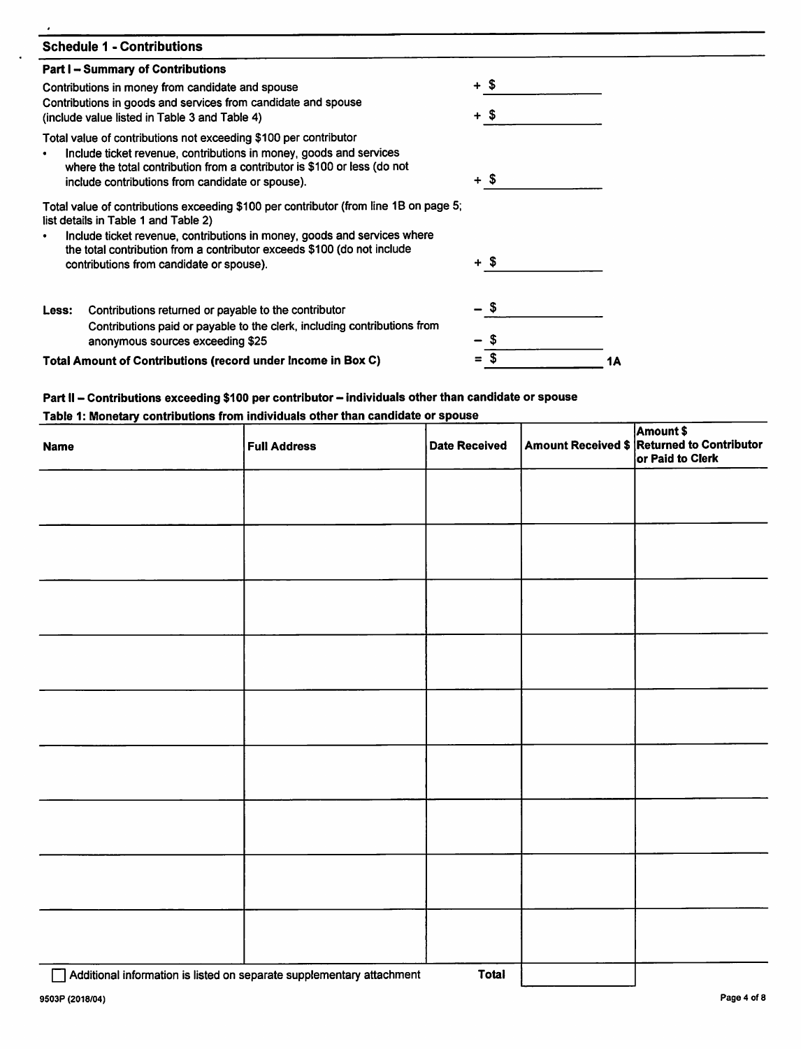## Schedule 1 - Contributions

### Part I – Summary of Contributions

| | |
|---|---|
| Contributions in money from candidate and spouse | + $ |
| Contributions in goods and services from candidate and spouse (include value listed in Table 3 and Table 4) | + $ |
| Total value of contributions not exceeding $100 per contributor<br>• Include ticket revenue, contributions in money, goods and services where the total contribution from a contributor is $100 or less (do not include contributions from candidate or spouse). | + $ |
| Total value of contributions exceeding $100 per contributor (from line 1B on page 5; list details in Table 1 and Table 2)<br>• Include ticket revenue, contributions in money, goods and services where the total contribution from a contributor exceeds $100 (do not include contributions from candidate or spouse). | + $ |
| **Less:** Contributions returned or payable to the contributor | – $ |
| Contributions paid or payable to the clerk, including contributions from anonymous sources exceeding $25 | – $ |
| **Total Amount of Contributions (record under Income in Box C)** | = $ 1A |

### Part II – Contributions exceeding $100 per contributor – individuals other than candidate or spouse

**Table 1: Monetary contributions from individuals other than candidate or spouse**

| Name | Full Address | Date Received | Amount Received $ | Amount $ Returned to Contributor or Paid to Clerk |
|---|---|---|---|---|
| | | | | |
| | | | | |
| | | | | |
| | | | | |
| | | | | |
| | | | | |
| | | | | |
| | | | | |
| | | | | |
| ☐ Additional information is listed on separate supplementary attachment | | **Total** | | |

9503P (2018/04)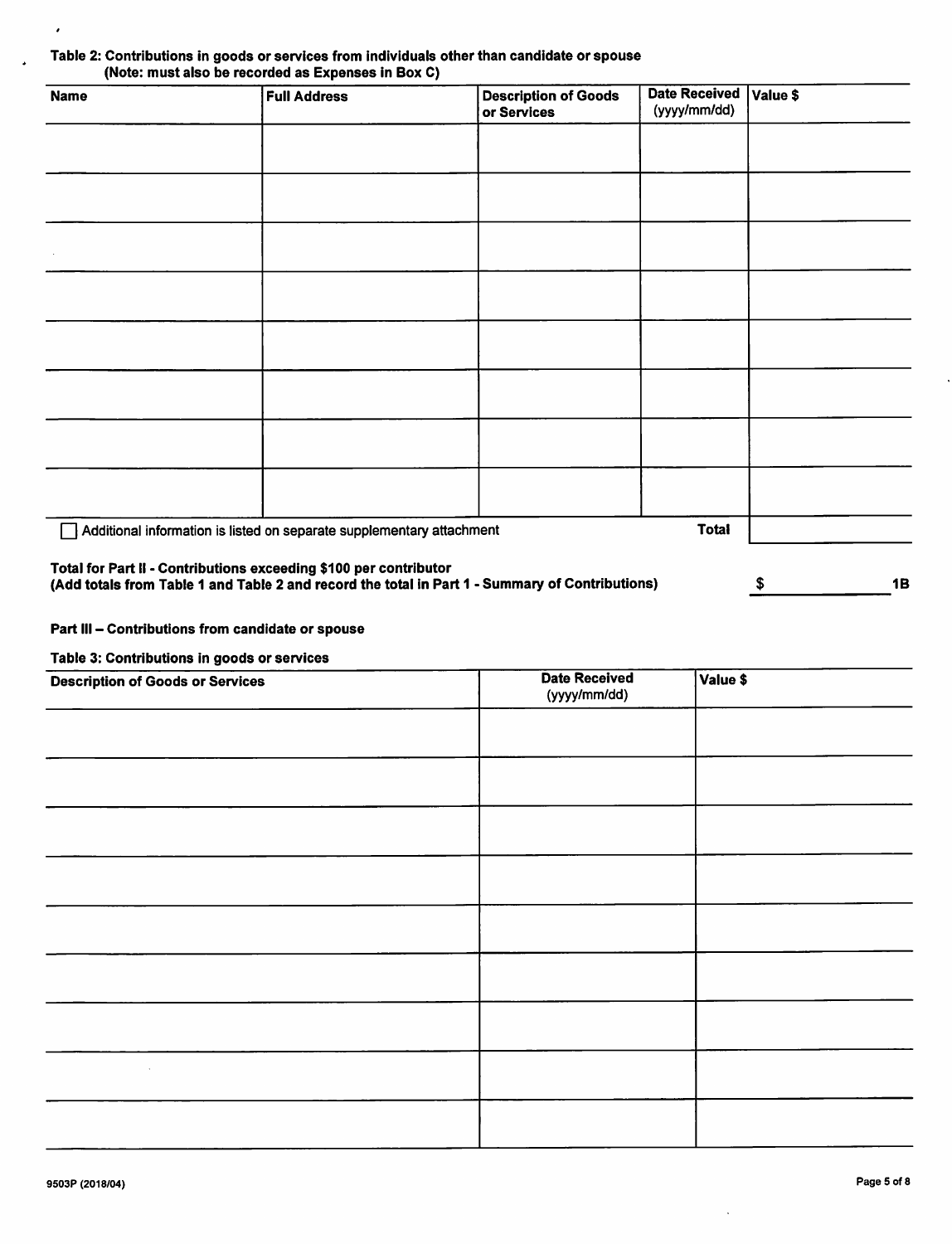### Table 2: Contributions in goods or services from individuals other than candidate or spouse
(Note: must also be recorded as Expenses in Box C)

| Name | Full Address | Description of Goods or Services | Date Received (yyyy/mm/dd) | Value $ |
|---|---|---|---|---|
| | | | | |
| | | | | |
| | | | | |
| | | | | |
| | | | | |
| | | | | |
| | | | | |
| | | | | |
| ☐ Additional information is listed on separate supplementary attachment | | | Total | |

**Total for Part II - Contributions exceeding $100 per contributor**
**(Add totals from Table 1 and Table 2 and record the total in Part 1 - Summary of Contributions)** $ ____________ **1B**

### Part III – Contributions from candidate or spouse

### Table 3: Contributions in goods or services

| Description of Goods or Services | Date Received (yyyy/mm/dd) | Value $ |
|---|---|---|
| | | |
| | | |
| | | |
| | | |
| | | |
| | | |
| | | |
| | | |
| | | |

9503P (2018/04)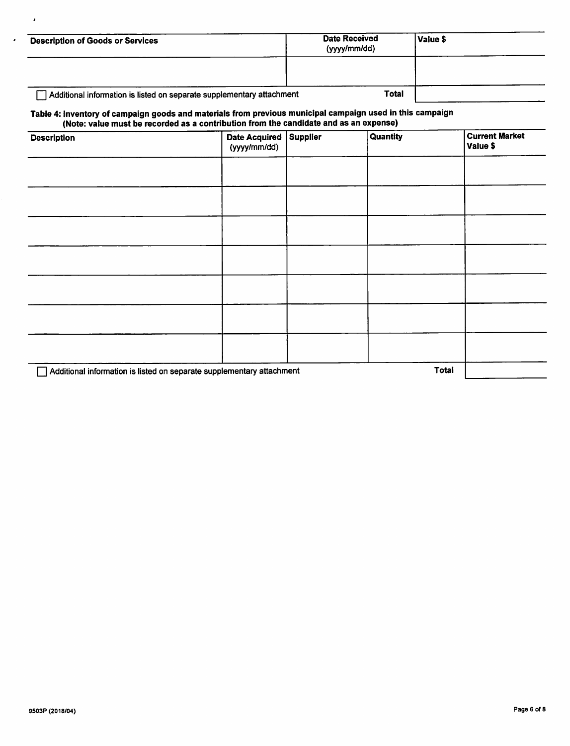| Description of Goods or Services | Date Received (yyyy/mm/dd) | Value $ |
|---|---|---|
| | | |
| | **Total** | |

☐ Additional information is listed on separate supplementary attachment

**Table 4: Inventory of campaign goods and materials from previous municipal campaign used in this campaign (Note: value must be recorded as a contribution from the candidate and as an expense)**

| Description | Date Acquired (yyyy/mm/dd) | Supplier | Quantity | Current Market Value $ |
|---|---|---|---|---|
| | | | | |
| | | | | |
| | | | | |
| | | | | |
| | | | | |
| | | | | |
| | | | | |
| | | | **Total** | |

☐ Additional information is listed on separate supplementary attachment

9503P (2018/04)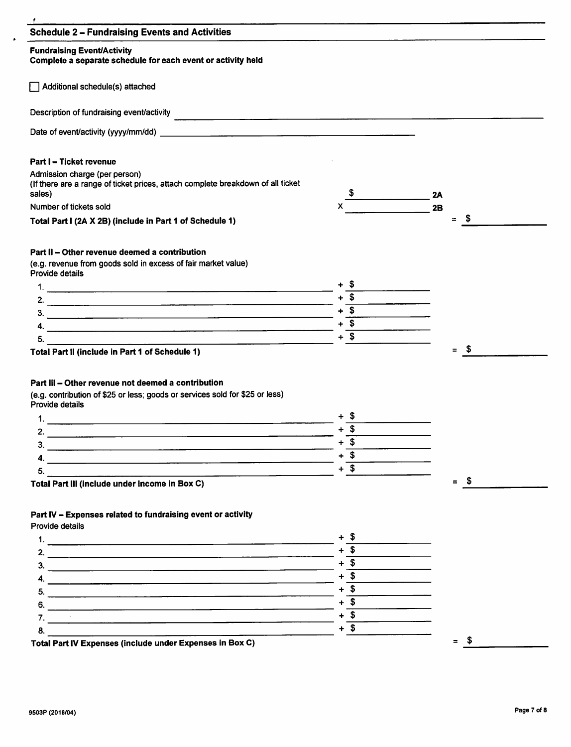## Schedule 2 – Fundraising Events and Activities

**Fundraising Event/Activity**
**Complete a separate schedule for each event or activity held**

☐ Additional schedule(s) attached

Description of fundraising event/activity ______________________________

Date of event/activity (yyyy/mm/dd) ______________________________

### Part I – Ticket revenue

Admission charge (per person)
(If there are a range of ticket prices, attach complete breakdown of all ticket sales) $ __________ **2A**

Number of tickets sold x __________ **2B**

**Total Part I (2A X 2B) (include in Part 1 of Schedule 1)** = $ __________

### Part II – Other revenue deemed a contribution

(e.g. revenue from goods sold in excess of fair market value)
Provide details

1. ______________________________ + $ __________
2. ______________________________ + $ __________
3. ______________________________ + $ __________
4. ______________________________ + $ __________
5. ______________________________ + $ __________

**Total Part II (include in Part 1 of Schedule 1)** = $ __________

### Part III – Other revenue not deemed a contribution

(e.g. contribution of $25 or less; goods or services sold for $25 or less)
Provide details

1. ______________________________ + $ __________
2. ______________________________ + $ __________
3. ______________________________ + $ __________
4. ______________________________ + $ __________
5. ______________________________ + $ __________

**Total Part III (include under Income in Box C)** = $ __________

### Part IV – Expenses related to fundraising event or activity

Provide details

1. ______________________________ + $ __________
2. ______________________________ + $ __________
3. ______________________________ + $ __________
4. ______________________________ + $ __________
5. ______________________________ + $ __________
6. ______________________________ + $ __________
7. ______________________________ + $ __________
8. ______________________________ + $ __________

**Total Part IV Expenses (include under Expenses in Box C)** = $ __________

9503P (2018/04)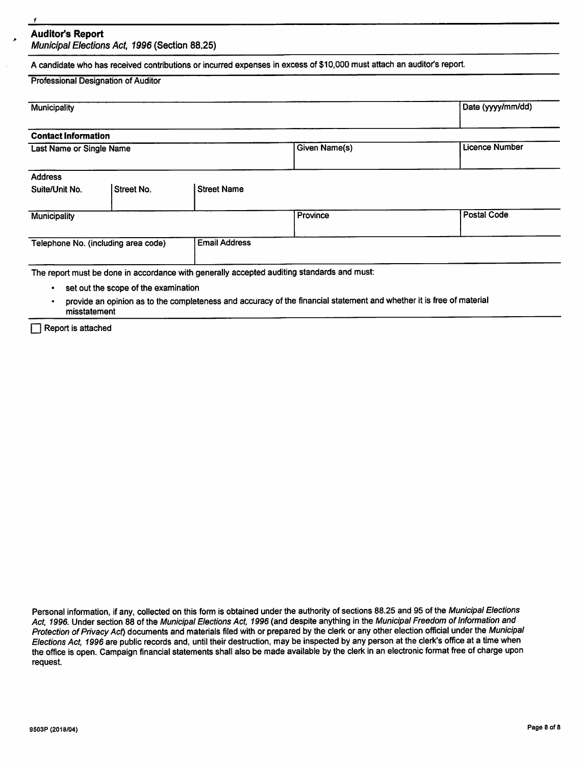## Auditor's Report

*Municipal Elections Act, 1996* (Section 88.25)

A candidate who has received contributions or incurred expenses in excess of $10,000 must attach an auditor's report.

| Professional Designation of Auditor | | |
|---|---|---|
| | | |

| Municipality | Date (yyyy/mm/dd) |
|---|---|
| | |

**Contact Information**

| Last Name or Single Name | Given Name(s) | Licence Number |
|---|---|---|
| | | |

Address

| Suite/Unit No. | Street No. | Street Name |
|---|---|---|
| | | |

| Municipality | Province | Postal Code |
|---|---|---|
| | | |

| Telephone No. (including area code) | Email Address |
|---|---|
| | |

The report must be done in accordance with generally accepted auditing standards and must:

- set out the scope of the examination
- provide an opinion as to the completeness and accuracy of the financial statement and whether it is free of material misstatement

☐ Report is attached

Personal information, if any, collected on this form is obtained under the authority of sections 88.25 and 95 of the *Municipal Elections Act, 1996*. Under section 88 of the *Municipal Elections Act, 1996* (and despite anything in the *Municipal Freedom of Information and Protection of Privacy Act*) documents and materials filed with or prepared by the clerk or any other election official under the *Municipal Elections Act, 1996* are public records and, until their destruction, may be inspected by any person at the clerk's office at a time when the office is open. Campaign financial statements shall also be made available by the clerk in an electronic format free of charge upon request.

9503P (2018/04)